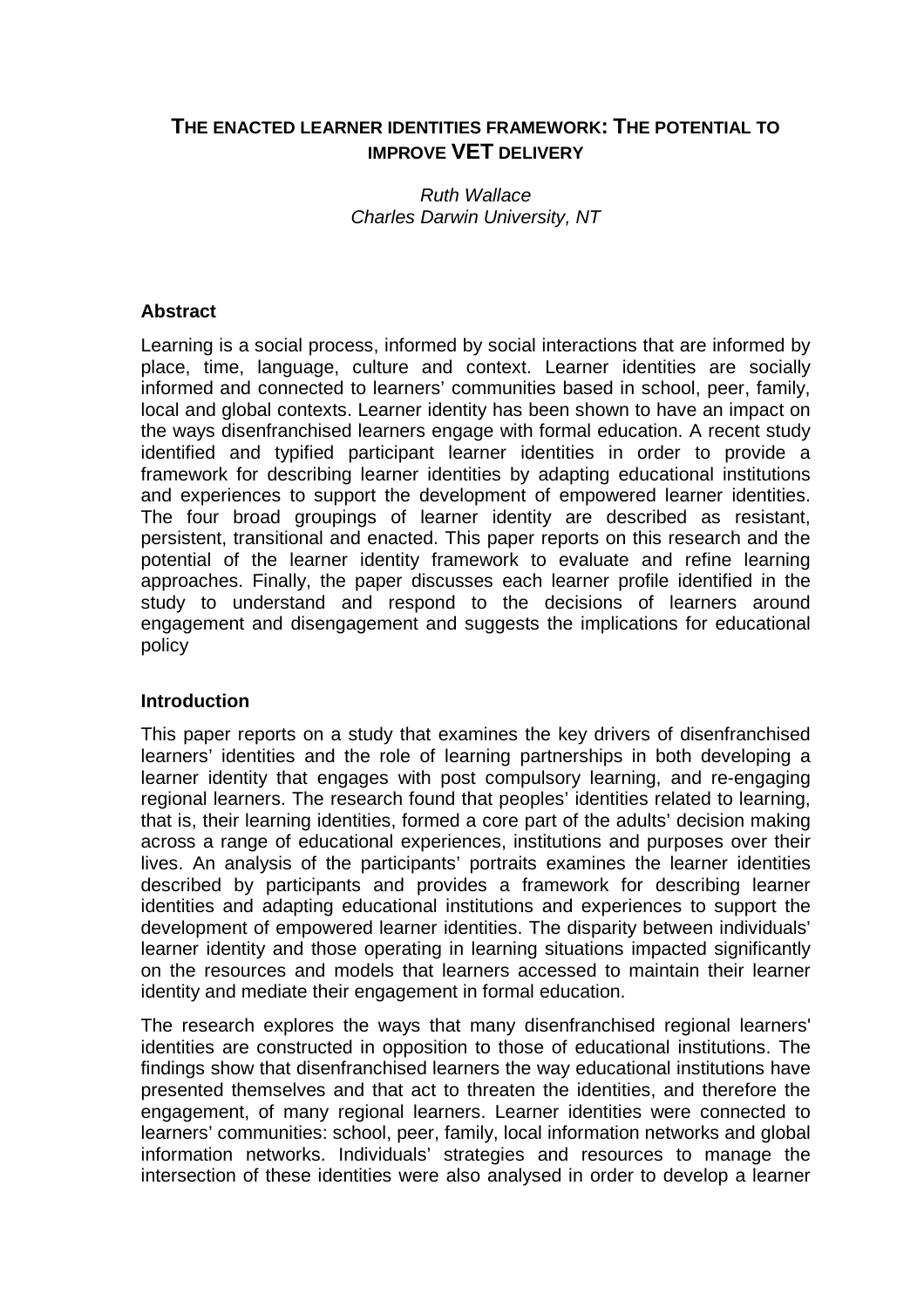# THE ENACTED LEARNER IDENTITIES FRAMEWORK: THE POTENTIAL TO IMPROVE VET DELIVERY

*Ruth Wallace*
*Charles Darwin University, NT*

## Abstract

Learning is a social process, informed by social interactions that are informed by place, time, language, culture and context. Learner identities are socially informed and connected to learners' communities based in school, peer, family, local and global contexts. Learner identity has been shown to have an impact on the ways disenfranchised learners engage with formal education. A recent study identified and typified participant learner identities in order to provide a framework for describing learner identities by adapting educational institutions and experiences to support the development of empowered learner identities. The four broad groupings of learner identity are described as resistant, persistent, transitional and enacted. This paper reports on this research and the potential of the learner identity framework to evaluate and refine learning approaches. Finally, the paper discusses each learner profile identified in the study to understand and respond to the decisions of learners around engagement and disengagement and suggests the implications for educational policy

## Introduction

This paper reports on a study that examines the key drivers of disenfranchised learners' identities and the role of learning partnerships in both developing a learner identity that engages with post compulsory learning, and re-engaging regional learners. The research found that peoples' identities related to learning, that is, their learning identities, formed a core part of the adults' decision making across a range of educational experiences, institutions and purposes over their lives. An analysis of the participants' portraits examines the learner identities described by participants and provides a framework for describing learner identities and adapting educational institutions and experiences to support the development of empowered learner identities. The disparity between individuals' learner identity and those operating in learning situations impacted significantly on the resources and models that learners accessed to maintain their learner identity and mediate their engagement in formal education.

The research explores the ways that many disenfranchised regional learners' identities are constructed in opposition to those of educational institutions. The findings show that disenfranchised learners the way educational institutions have presented themselves and that act to threaten the identities, and therefore the engagement, of many regional learners. Learner identities were connected to learners' communities: school, peer, family, local information networks and global information networks. Individuals' strategies and resources to manage the intersection of these identities were also analysed in order to develop a learner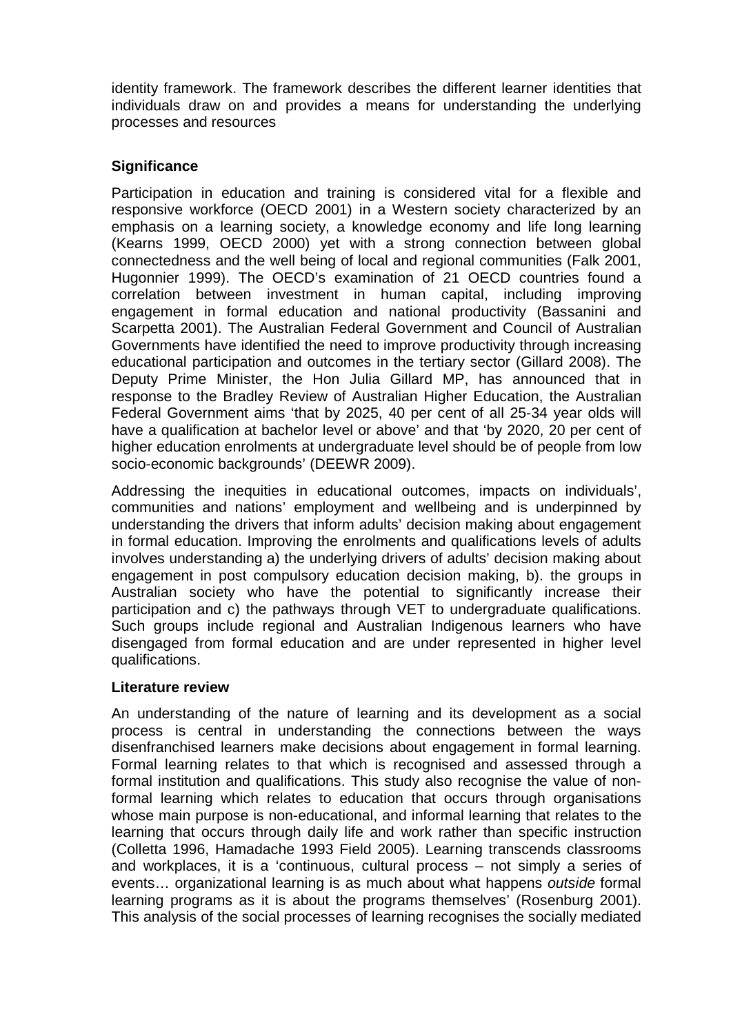identity framework. The framework describes the different learner identities that individuals draw on and provides a means for understanding the underlying processes and resources

## Significance

Participation in education and training is considered vital for a flexible and responsive workforce (OECD 2001) in a Western society characterized by an emphasis on a learning society, a knowledge economy and life long learning (Kearns 1999, OECD 2000) yet with a strong connection between global connectedness and the well being of local and regional communities (Falk 2001, Hugonnier 1999). The OECD's examination of 21 OECD countries found a correlation between investment in human capital, including improving engagement in formal education and national productivity (Bassanini and Scarpetta 2001). The Australian Federal Government and Council of Australian Governments have identified the need to improve productivity through increasing educational participation and outcomes in the tertiary sector (Gillard 2008). The Deputy Prime Minister, the Hon Julia Gillard MP, has announced that in response to the Bradley Review of Australian Higher Education, the Australian Federal Government aims 'that by 2025, 40 per cent of all 25-34 year olds will have a qualification at bachelor level or above' and that 'by 2020, 20 per cent of higher education enrolments at undergraduate level should be of people from low socio-economic backgrounds' (DEEWR 2009).

Addressing the inequities in educational outcomes, impacts on individuals', communities and nations' employment and wellbeing and is underpinned by understanding the drivers that inform adults' decision making about engagement in formal education. Improving the enrolments and qualifications levels of adults involves understanding a) the underlying drivers of adults' decision making about engagement in post compulsory education decision making, b). the groups in Australian society who have the potential to significantly increase their participation and c) the pathways through VET to undergraduate qualifications. Such groups include regional and Australian Indigenous learners who have disengaged from formal education and are under represented in higher level qualifications.

## Literature review

An understanding of the nature of learning and its development as a social process is central in understanding the connections between the ways disenfranchised learners make decisions about engagement in formal learning. Formal learning relates to that which is recognised and assessed through a formal institution and qualifications. This study also recognise the value of non-formal learning which relates to education that occurs through organisations whose main purpose is non-educational, and informal learning that relates to the learning that occurs through daily life and work rather than specific instruction (Colletta 1996, Hamadache 1993 Field 2005). Learning transcends classrooms and workplaces, it is a 'continuous, cultural process – not simply a series of events… organizational learning is as much about what happens *outside* formal learning programs as it is about the programs themselves' (Rosenburg 2001). This analysis of the social processes of learning recognises the socially mediated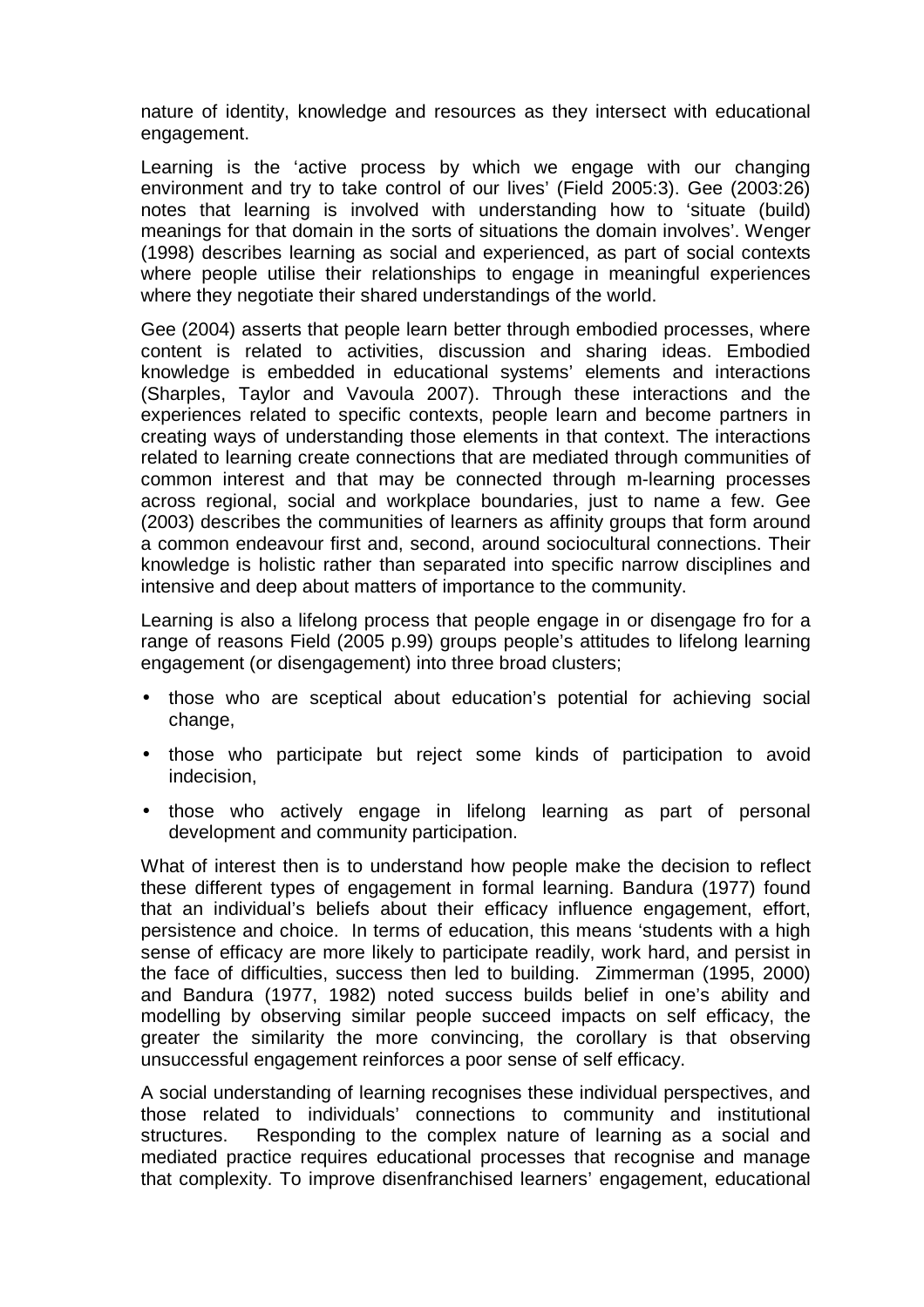nature of identity, knowledge and resources as they intersect with educational engagement.

Learning is the 'active process by which we engage with our changing environment and try to take control of our lives' (Field 2005:3). Gee (2003:26) notes that learning is involved with understanding how to 'situate (build) meanings for that domain in the sorts of situations the domain involves'. Wenger (1998) describes learning as social and experienced, as part of social contexts where people utilise their relationships to engage in meaningful experiences where they negotiate their shared understandings of the world.

Gee (2004) asserts that people learn better through embodied processes, where content is related to activities, discussion and sharing ideas. Embodied knowledge is embedded in educational systems' elements and interactions (Sharples, Taylor and Vavoula 2007). Through these interactions and the experiences related to specific contexts, people learn and become partners in creating ways of understanding those elements in that context. The interactions related to learning create connections that are mediated through communities of common interest and that may be connected through m-learning processes across regional, social and workplace boundaries, just to name a few. Gee (2003) describes the communities of learners as affinity groups that form around a common endeavour first and, second, around sociocultural connections. Their knowledge is holistic rather than separated into specific narrow disciplines and intensive and deep about matters of importance to the community.

Learning is also a lifelong process that people engage in or disengage fro for a range of reasons Field (2005 p.99) groups people's attitudes to lifelong learning engagement (or disengagement) into three broad clusters;

- those who are sceptical about education's potential for achieving social change,
- those who participate but reject some kinds of participation to avoid indecision,
- those who actively engage in lifelong learning as part of personal development and community participation.

What of interest then is to understand how people make the decision to reflect these different types of engagement in formal learning. Bandura (1977) found that an individual's beliefs about their efficacy influence engagement, effort, persistence and choice. In terms of education, this means 'students with a high sense of efficacy are more likely to participate readily, work hard, and persist in the face of difficulties, success then led to building. Zimmerman (1995, 2000) and Bandura (1977, 1982) noted success builds belief in one's ability and modelling by observing similar people succeed impacts on self efficacy, the greater the similarity the more convincing, the corollary is that observing unsuccessful engagement reinforces a poor sense of self efficacy.

A social understanding of learning recognises these individual perspectives, and those related to individuals' connections to community and institutional structures. Responding to the complex nature of learning as a social and mediated practice requires educational processes that recognise and manage that complexity. To improve disenfranchised learners' engagement, educational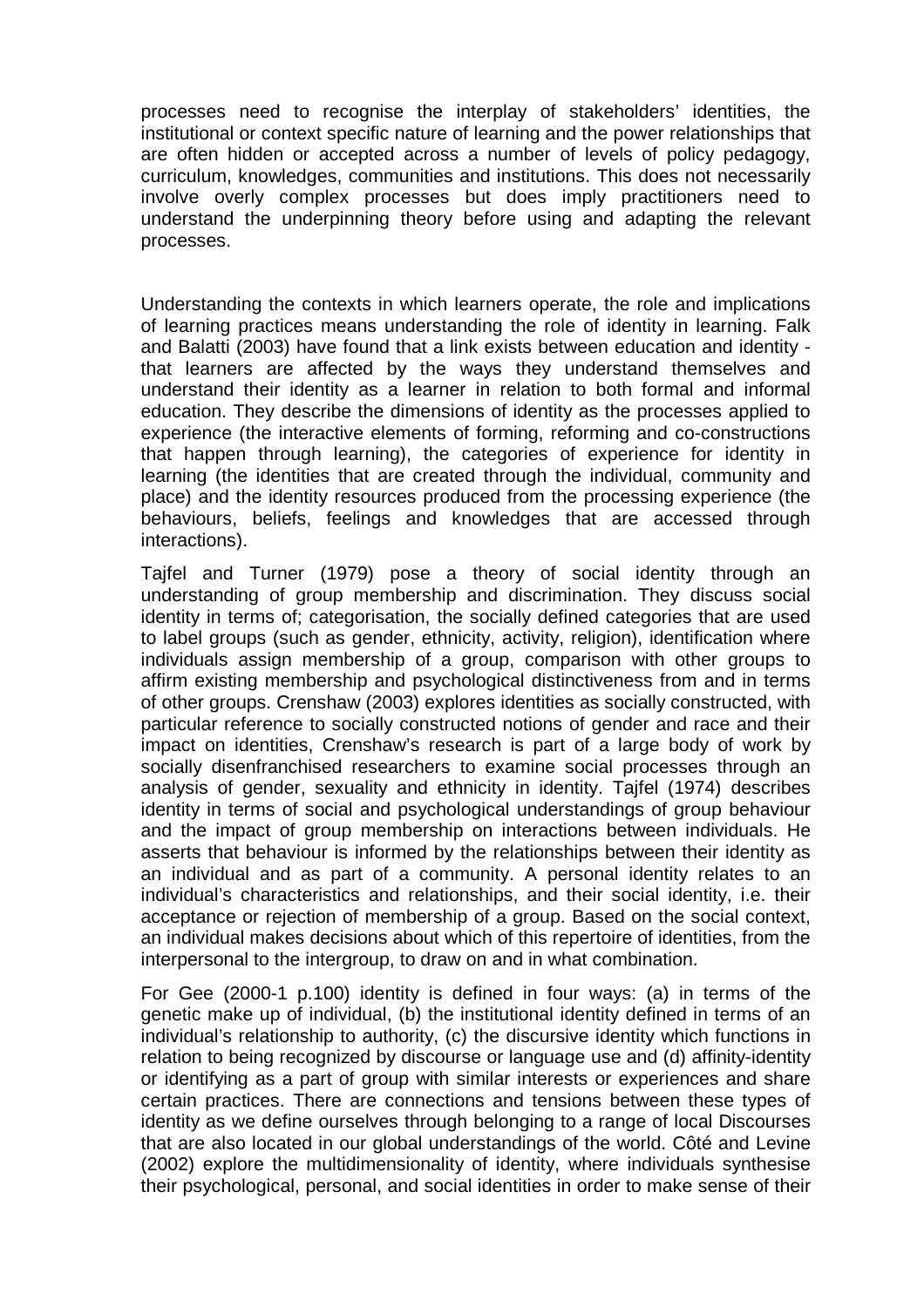processes need to recognise the interplay of stakeholders' identities, the institutional or context specific nature of learning and the power relationships that are often hidden or accepted across a number of levels of policy pedagogy, curriculum, knowledges, communities and institutions. This does not necessarily involve overly complex processes but does imply practitioners need to understand the underpinning theory before using and adapting the relevant processes.

Understanding the contexts in which learners operate, the role and implications of learning practices means understanding the role of identity in learning. Falk and Balatti (2003) have found that a link exists between education and identity - that learners are affected by the ways they understand themselves and understand their identity as a learner in relation to both formal and informal education. They describe the dimensions of identity as the processes applied to experience (the interactive elements of forming, reforming and co-constructions that happen through learning), the categories of experience for identity in learning (the identities that are created through the individual, community and place) and the identity resources produced from the processing experience (the behaviours, beliefs, feelings and knowledges that are accessed through interactions).

Tajfel and Turner (1979) pose a theory of social identity through an understanding of group membership and discrimination. They discuss social identity in terms of; categorisation, the socially defined categories that are used to label groups (such as gender, ethnicity, activity, religion), identification where individuals assign membership of a group, comparison with other groups to affirm existing membership and psychological distinctiveness from and in terms of other groups. Crenshaw (2003) explores identities as socially constructed, with particular reference to socially constructed notions of gender and race and their impact on identities, Crenshaw's research is part of a large body of work by socially disenfranchised researchers to examine social processes through an analysis of gender, sexuality and ethnicity in identity. Tajfel (1974) describes identity in terms of social and psychological understandings of group behaviour and the impact of group membership on interactions between individuals. He asserts that behaviour is informed by the relationships between their identity as an individual and as part of a community. A personal identity relates to an individual's characteristics and relationships, and their social identity, i.e. their acceptance or rejection of membership of a group. Based on the social context, an individual makes decisions about which of this repertoire of identities, from the interpersonal to the intergroup, to draw on and in what combination.

For Gee (2000-1 p.100) identity is defined in four ways: (a) in terms of the genetic make up of individual, (b) the institutional identity defined in terms of an individual's relationship to authority, (c) the discursive identity which functions in relation to being recognized by discourse or language use and (d) affinity-identity or identifying as a part of group with similar interests or experiences and share certain practices. There are connections and tensions between these types of identity as we define ourselves through belonging to a range of local Discourses that are also located in our global understandings of the world. Côté and Levine (2002) explore the multidimensionality of identity, where individuals synthesise their psychological, personal, and social identities in order to make sense of their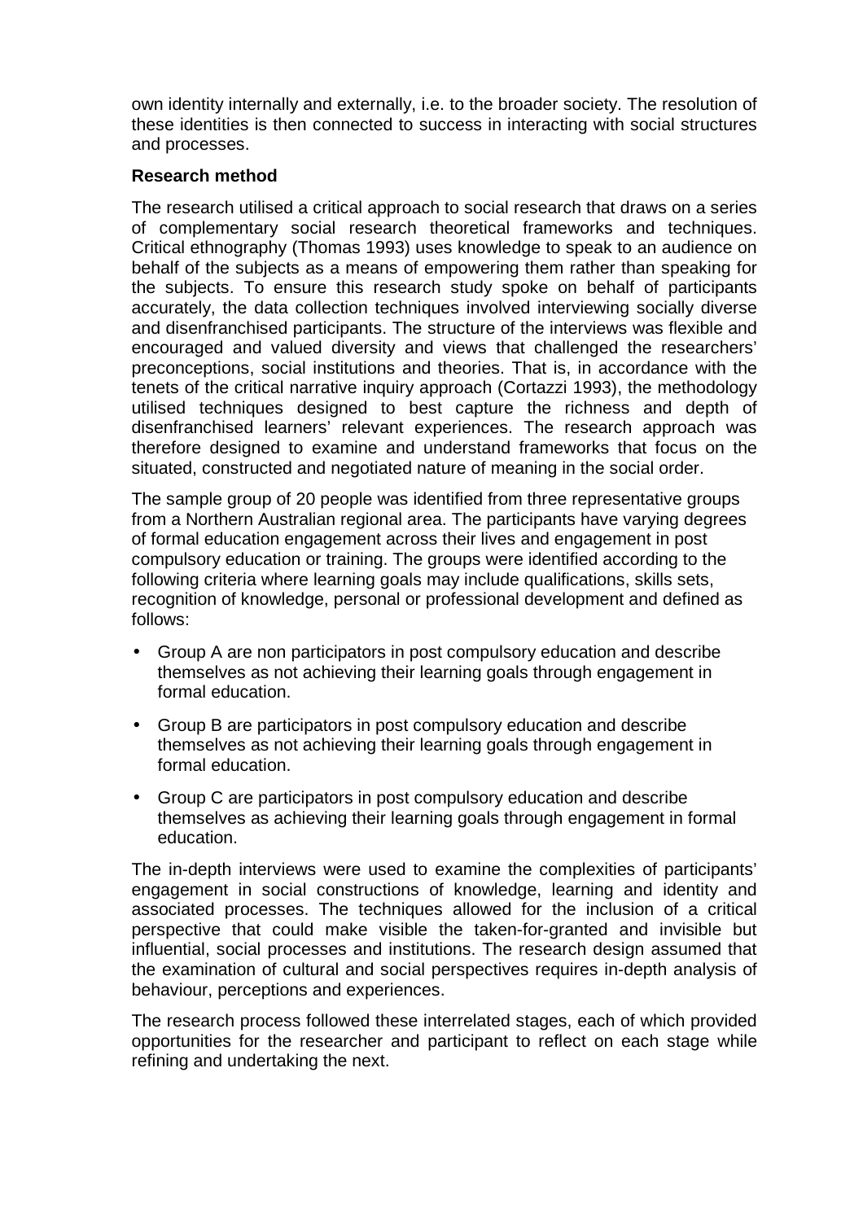own identity internally and externally, i.e. to the broader society. The resolution of these identities is then connected to success in interacting with social structures and processes.

**Research method**

The research utilised a critical approach to social research that draws on a series of complementary social research theoretical frameworks and techniques. Critical ethnography (Thomas 1993) uses knowledge to speak to an audience on behalf of the subjects as a means of empowering them rather than speaking for the subjects. To ensure this research study spoke on behalf of participants accurately, the data collection techniques involved interviewing socially diverse and disenfranchised participants. The structure of the interviews was flexible and encouraged and valued diversity and views that challenged the researchers' preconceptions, social institutions and theories. That is, in accordance with the tenets of the critical narrative inquiry approach (Cortazzi 1993), the methodology utilised techniques designed to best capture the richness and depth of disenfranchised learners' relevant experiences. The research approach was therefore designed to examine and understand frameworks that focus on the situated, constructed and negotiated nature of meaning in the social order.

The sample group of 20 people was identified from three representative groups from a Northern Australian regional area. The participants have varying degrees of formal education engagement across their lives and engagement in post compulsory education or training. The groups were identified according to the following criteria where learning goals may include qualifications, skills sets, recognition of knowledge, personal or professional development and defined as follows:

- Group A are non participators in post compulsory education and describe themselves as not achieving their learning goals through engagement in formal education.
- Group B are participators in post compulsory education and describe themselves as not achieving their learning goals through engagement in formal education.
- Group C are participators in post compulsory education and describe themselves as achieving their learning goals through engagement in formal education.

The in-depth interviews were used to examine the complexities of participants' engagement in social constructions of knowledge, learning and identity and associated processes. The techniques allowed for the inclusion of a critical perspective that could make visible the taken-for-granted and invisible but influential, social processes and institutions. The research design assumed that the examination of cultural and social perspectives requires in-depth analysis of behaviour, perceptions and experiences.

The research process followed these interrelated stages, each of which provided opportunities for the researcher and participant to reflect on each stage while refining and undertaking the next.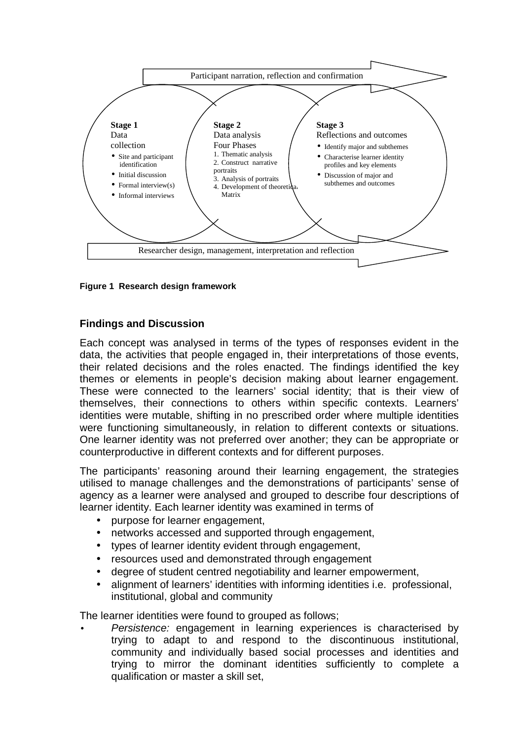Participant narration, reflection and confirmation

**Stage 1**
Data collection
- Site and participant identification
- Initial discussion
- Formal interview(s)
- Informal interviews

**Stage 2**
Data analysis
Four Phases
1. Thematic analysis
2. Construct narrative portraits
3. Analysis of portraits
4. Development of theoretical Matrix

**Stage 3**
Reflections and outcomes
- Identify major and subthemes
- Characterise learner identity profiles and key elements
- Discussion of major and subthemes and outcomes

Researcher design, management, interpretation and reflection

**Figure 1 Research design framework**

## Findings and Discussion

Each concept was analysed in terms of the types of responses evident in the data, the activities that people engaged in, their interpretations of those events, their related decisions and the roles enacted. The findings identified the key themes or elements in people's decision making about learner engagement. These were connected to the learners' social identity; that is their view of themselves, their connections to others within specific contexts. Learners' identities were mutable, shifting in no prescribed order where multiple identities were functioning simultaneously, in relation to different contexts or situations. One learner identity was not preferred over another; they can be appropriate or counterproductive in different contexts and for different purposes.

The participants' reasoning around their learning engagement, the strategies utilised to manage challenges and the demonstrations of participants' sense of agency as a learner were analysed and grouped to describe four descriptions of learner identity. Each learner identity was examined in terms of

- purpose for learner engagement,
- networks accessed and supported through engagement,
- types of learner identity evident through engagement,
- resources used and demonstrated through engagement
- degree of student centred negotiability and learner empowerment,
- alignment of learners' identities with informing identities i.e. professional, institutional, global and community

The learner identities were found to grouped as follows;

- *Persistence:* engagement in learning experiences is characterised by trying to adapt to and respond to the discontinuous institutional, community and individually based social processes and identities and trying to mirror the dominant identities sufficiently to complete a qualification or master a skill set,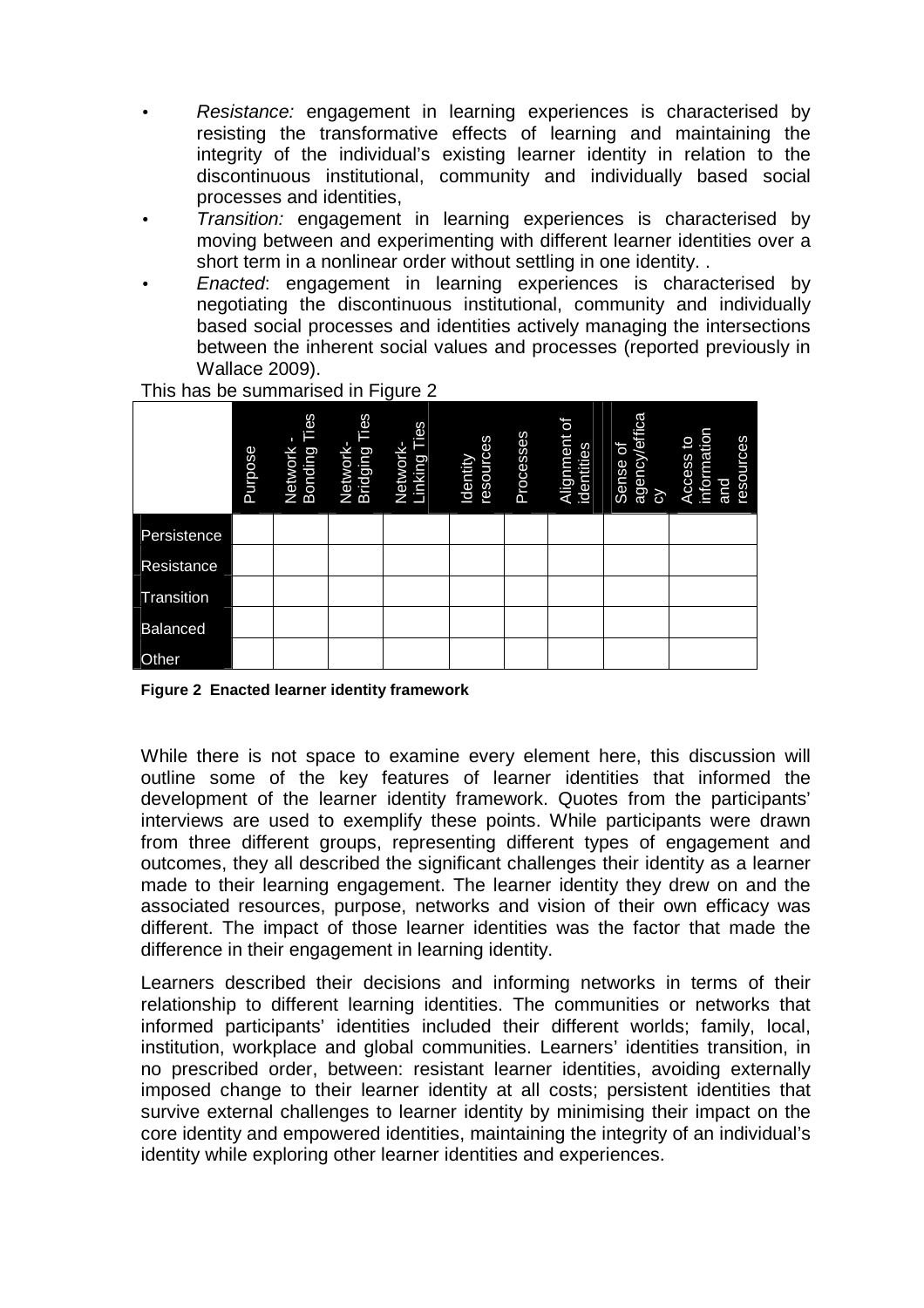- *Resistance:* engagement in learning experiences is characterised by resisting the transformative effects of learning and maintaining the integrity of the individual's existing learner identity in relation to the discontinuous institutional, community and individually based social processes and identities,
- *Transition:* engagement in learning experiences is characterised by moving between and experimenting with different learner identities over a short term in a nonlinear order without settling in one identity. .
- *Enacted*: engagement in learning experiences is characterised by negotiating the discontinuous institutional, community and individually based social processes and identities actively managing the intersections between the inherent social values and processes (reported previously in Wallace 2009).

This has be summarised in Figure 2

| | Purpose | Network - Bonding Ties | Network- Bridging Ties | Network- Linking Ties | Identity resources | Processes | Alignment of identities | Sense of agency/efficacy | Access to information and resources |
|---|---|---|---|---|---|---|---|---|---|
| Persistence | | | | | | | | | |
| Resistance | | | | | | | | | |
| Transition | | | | | | | | | |
| Balanced | | | | | | | | | |
| Other | | | | | | | | | |

**Figure 2 Enacted learner identity framework**

While there is not space to examine every element here, this discussion will outline some of the key features of learner identities that informed the development of the learner identity framework. Quotes from the participants' interviews are used to exemplify these points. While participants were drawn from three different groups, representing different types of engagement and outcomes, they all described the significant challenges their identity as a learner made to their learning engagement. The learner identity they drew on and the associated resources, purpose, networks and vision of their own efficacy was different. The impact of those learner identities was the factor that made the difference in their engagement in learning identity.

Learners described their decisions and informing networks in terms of their relationship to different learning identities. The communities or networks that informed participants' identities included their different worlds; family, local, institution, workplace and global communities. Learners' identities transition, in no prescribed order, between: resistant learner identities, avoiding externally imposed change to their learner identity at all costs; persistent identities that survive external challenges to learner identity by minimising their impact on the core identity and empowered identities, maintaining the integrity of an individual's identity while exploring other learner identities and experiences.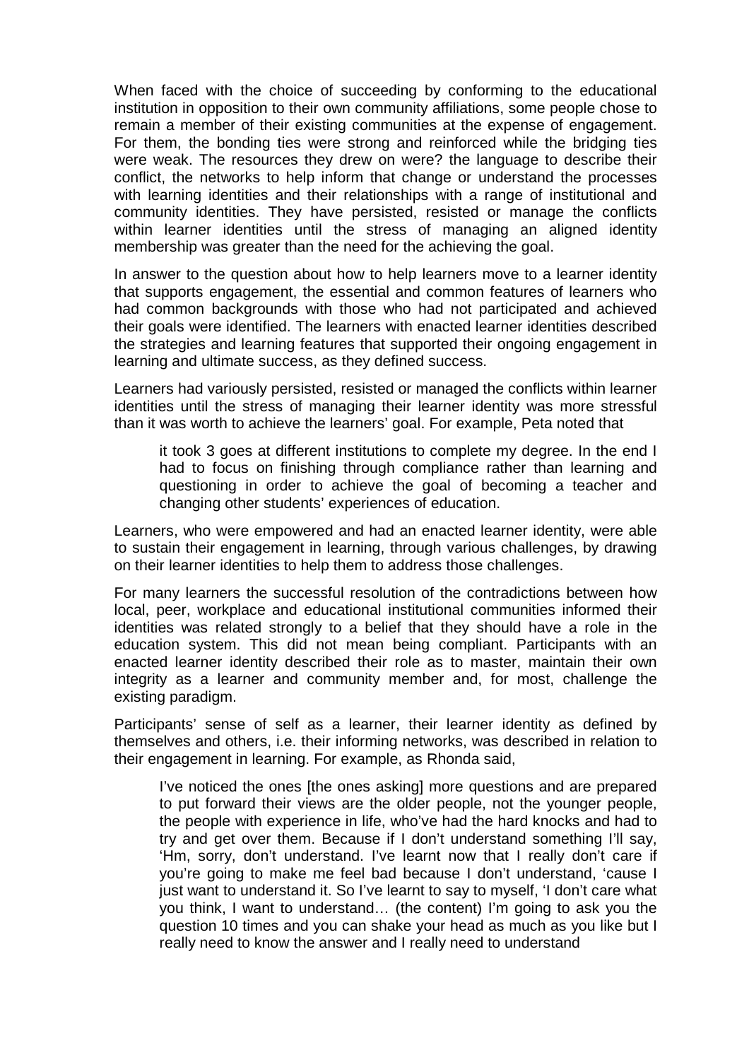When faced with the choice of succeeding by conforming to the educational institution in opposition to their own community affiliations, some people chose to remain a member of their existing communities at the expense of engagement. For them, the bonding ties were strong and reinforced while the bridging ties were weak. The resources they drew on were? the language to describe their conflict, the networks to help inform that change or understand the processes with learning identities and their relationships with a range of institutional and community identities. They have persisted, resisted or manage the conflicts within learner identities until the stress of managing an aligned identity membership was greater than the need for the achieving the goal.

In answer to the question about how to help learners move to a learner identity that supports engagement, the essential and common features of learners who had common backgrounds with those who had not participated and achieved their goals were identified. The learners with enacted learner identities described the strategies and learning features that supported their ongoing engagement in learning and ultimate success, as they defined success.

Learners had variously persisted, resisted or managed the conflicts within learner identities until the stress of managing their learner identity was more stressful than it was worth to achieve the learners' goal. For example, Peta noted that

> it took 3 goes at different institutions to complete my degree. In the end I had to focus on finishing through compliance rather than learning and questioning in order to achieve the goal of becoming a teacher and changing other students' experiences of education.

Learners, who were empowered and had an enacted learner identity, were able to sustain their engagement in learning, through various challenges, by drawing on their learner identities to help them to address those challenges.

For many learners the successful resolution of the contradictions between how local, peer, workplace and educational institutional communities informed their identities was related strongly to a belief that they should have a role in the education system. This did not mean being compliant. Participants with an enacted learner identity described their role as to master, maintain their own integrity as a learner and community member and, for most, challenge the existing paradigm.

Participants' sense of self as a learner, their learner identity as defined by themselves and others, i.e. their informing networks, was described in relation to their engagement in learning. For example, as Rhonda said,

> I've noticed the ones [the ones asking] more questions and are prepared to put forward their views are the older people, not the younger people, the people with experience in life, who've had the hard knocks and had to try and get over them. Because if I don't understand something I'll say, 'Hm, sorry, don't understand. I've learnt now that I really don't care if you're going to make me feel bad because I don't understand, 'cause I just want to understand it. So I've learnt to say to myself, 'I don't care what you think, I want to understand… (the content) I'm going to ask you the question 10 times and you can shake your head as much as you like but I really need to know the answer and I really need to understand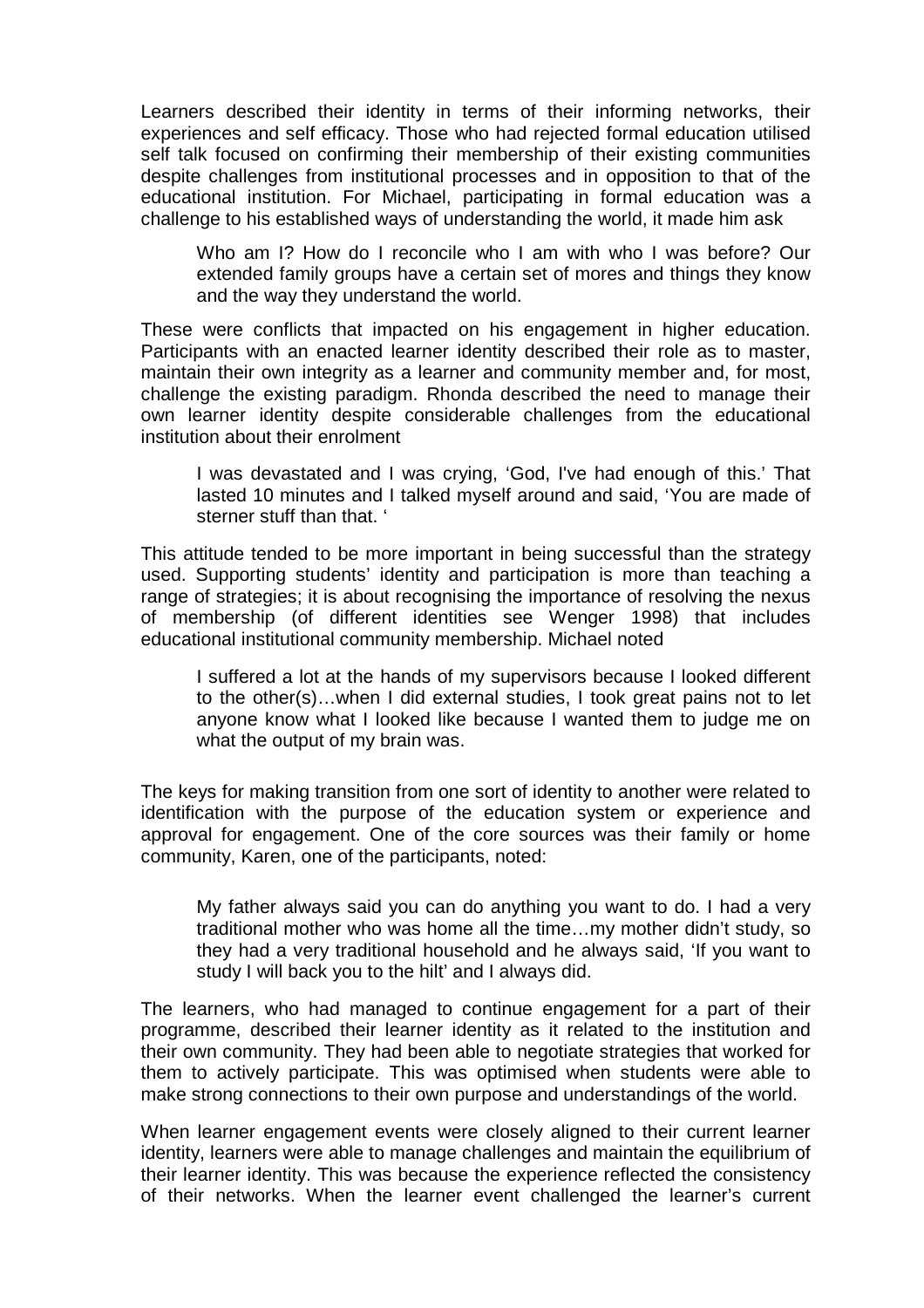Learners described their identity in terms of their informing networks, their experiences and self efficacy. Those who had rejected formal education utilised self talk focused on confirming their membership of their existing communities despite challenges from institutional processes and in opposition to that of the educational institution. For Michael, participating in formal education was a challenge to his established ways of understanding the world, it made him ask

> Who am I? How do I reconcile who I am with who I was before? Our extended family groups have a certain set of mores and things they know and the way they understand the world.

These were conflicts that impacted on his engagement in higher education. Participants with an enacted learner identity described their role as to master, maintain their own integrity as a learner and community member and, for most, challenge the existing paradigm. Rhonda described the need to manage their own learner identity despite considerable challenges from the educational institution about their enrolment

> I was devastated and I was crying, 'God, I've had enough of this.' That lasted 10 minutes and I talked myself around and said, 'You are made of sterner stuff than that. '

This attitude tended to be more important in being successful than the strategy used. Supporting students' identity and participation is more than teaching a range of strategies; it is about recognising the importance of resolving the nexus of membership (of different identities see Wenger 1998) that includes educational institutional community membership. Michael noted

> I suffered a lot at the hands of my supervisors because I looked different to the other(s)…when I did external studies, I took great pains not to let anyone know what I looked like because I wanted them to judge me on what the output of my brain was.

The keys for making transition from one sort of identity to another were related to identification with the purpose of the education system or experience and approval for engagement. One of the core sources was their family or home community, Karen, one of the participants, noted:

> My father always said you can do anything you want to do. I had a very traditional mother who was home all the time…my mother didn't study, so they had a very traditional household and he always said, 'If you want to study I will back you to the hilt' and I always did.

The learners, who had managed to continue engagement for a part of their programme, described their learner identity as it related to the institution and their own community. They had been able to negotiate strategies that worked for them to actively participate. This was optimised when students were able to make strong connections to their own purpose and understandings of the world.

When learner engagement events were closely aligned to their current learner identity, learners were able to manage challenges and maintain the equilibrium of their learner identity. This was because the experience reflected the consistency of their networks. When the learner event challenged the learner's current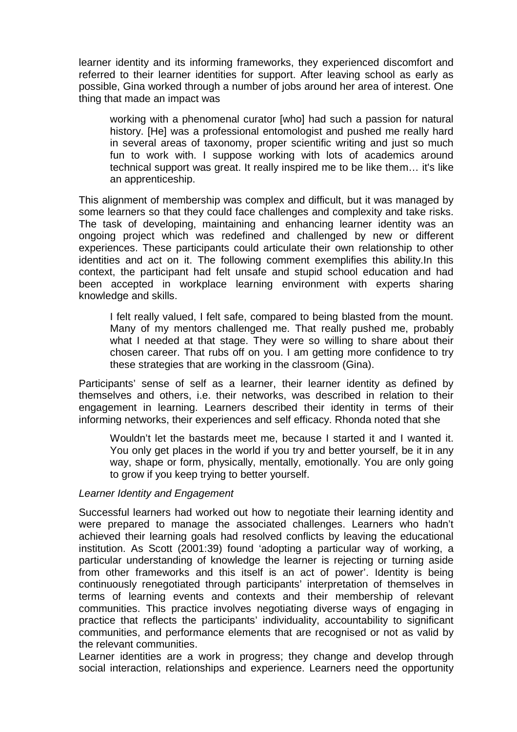learner identity and its informing frameworks, they experienced discomfort and referred to their learner identities for support. After leaving school as early as possible, Gina worked through a number of jobs around her area of interest. One thing that made an impact was

> working with a phenomenal curator [who] had such a passion for natural history. [He] was a professional entomologist and pushed me really hard in several areas of taxonomy, proper scientific writing and just so much fun to work with. I suppose working with lots of academics around technical support was great. It really inspired me to be like them… it's like an apprenticeship.

This alignment of membership was complex and difficult, but it was managed by some learners so that they could face challenges and complexity and take risks. The task of developing, maintaining and enhancing learner identity was an ongoing project which was redefined and challenged by new or different experiences. These participants could articulate their own relationship to other identities and act on it. The following comment exemplifies this ability.In this context, the participant had felt unsafe and stupid school education and had been accepted in workplace learning environment with experts sharing knowledge and skills.

> I felt really valued, I felt safe, compared to being blasted from the mount. Many of my mentors challenged me. That really pushed me, probably what I needed at that stage. They were so willing to share about their chosen career. That rubs off on you. I am getting more confidence to try these strategies that are working in the classroom (Gina).

Participants' sense of self as a learner, their learner identity as defined by themselves and others, i.e. their networks, was described in relation to their engagement in learning. Learners described their identity in terms of their informing networks, their experiences and self efficacy. Rhonda noted that she

> Wouldn't let the bastards meet me, because I started it and I wanted it. You only get places in the world if you try and better yourself, be it in any way, shape or form, physically, mentally, emotionally. You are only going to grow if you keep trying to better yourself.

*Learner Identity and Engagement*

Successful learners had worked out how to negotiate their learning identity and were prepared to manage the associated challenges. Learners who hadn't achieved their learning goals had resolved conflicts by leaving the educational institution. As Scott (2001:39) found 'adopting a particular way of working, a particular understanding of knowledge the learner is rejecting or turning aside from other frameworks and this itself is an act of power'. Identity is being continuously renegotiated through participants' interpretation of themselves in terms of learning events and contexts and their membership of relevant communities. This practice involves negotiating diverse ways of engaging in practice that reflects the participants' individuality, accountability to significant communities, and performance elements that are recognised or not as valid by the relevant communities.

Learner identities are a work in progress; they change and develop through social interaction, relationships and experience. Learners need the opportunity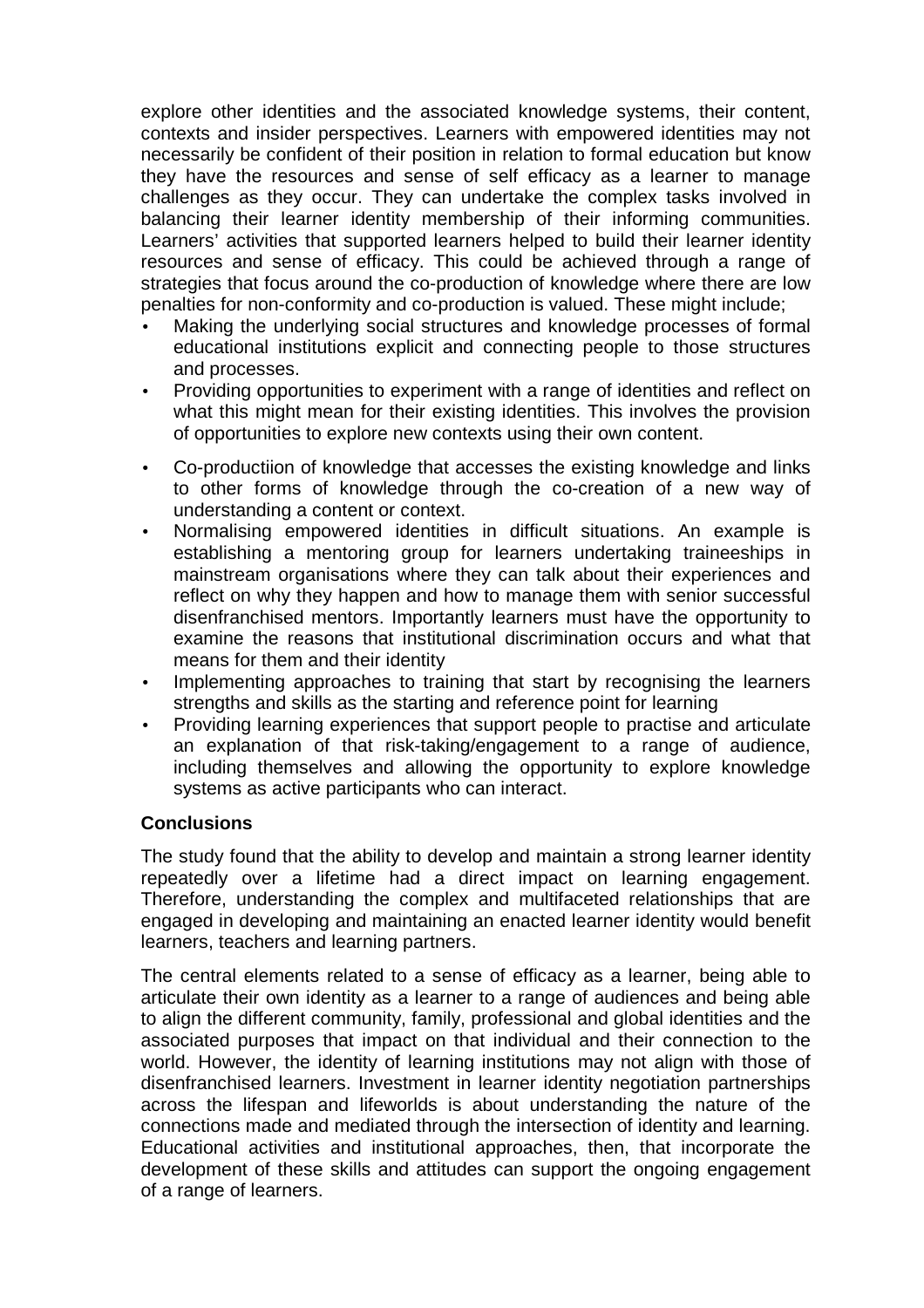explore other identities and the associated knowledge systems, their content, contexts and insider perspectives. Learners with empowered identities may not necessarily be confident of their position in relation to formal education but know they have the resources and sense of self efficacy as a learner to manage challenges as they occur. They can undertake the complex tasks involved in balancing their learner identity membership of their informing communities. Learners' activities that supported learners helped to build their learner identity resources and sense of efficacy. This could be achieved through a range of strategies that focus around the co-production of knowledge where there are low penalties for non-conformity and co-production is valued. These might include;

- Making the underlying social structures and knowledge processes of formal educational institutions explicit and connecting people to those structures and processes.
- Providing opportunities to experiment with a range of identities and reflect on what this might mean for their existing identities. This involves the provision of opportunities to explore new contexts using their own content.
- Co-productiion of knowledge that accesses the existing knowledge and links to other forms of knowledge through the co-creation of a new way of understanding a content or context.
- Normalising empowered identities in difficult situations. An example is establishing a mentoring group for learners undertaking traineeships in mainstream organisations where they can talk about their experiences and reflect on why they happen and how to manage them with senior successful disenfranchised mentors. Importantly learners must have the opportunity to examine the reasons that institutional discrimination occurs and what that means for them and their identity
- Implementing approaches to training that start by recognising the learners strengths and skills as the starting and reference point for learning
- Providing learning experiences that support people to practise and articulate an explanation of that risk-taking/engagement to a range of audience, including themselves and allowing the opportunity to explore knowledge systems as active participants who can interact.

**Conclusions**

The study found that the ability to develop and maintain a strong learner identity repeatedly over a lifetime had a direct impact on learning engagement. Therefore, understanding the complex and multifaceted relationships that are engaged in developing and maintaining an enacted learner identity would benefit learners, teachers and learning partners.

The central elements related to a sense of efficacy as a learner, being able to articulate their own identity as a learner to a range of audiences and being able to align the different community, family, professional and global identities and the associated purposes that impact on that individual and their connection to the world. However, the identity of learning institutions may not align with those of disenfranchised learners. Investment in learner identity negotiation partnerships across the lifespan and lifeworlds is about understanding the nature of the connections made and mediated through the intersection of identity and learning. Educational activities and institutional approaches, then, that incorporate the development of these skills and attitudes can support the ongoing engagement of a range of learners.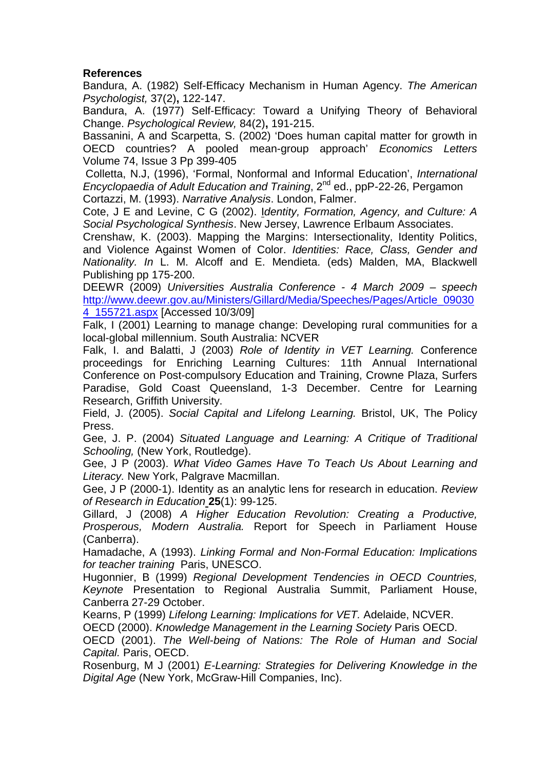**References**

Bandura, A. (1982) Self-Efficacy Mechanism in Human Agency. *The American Psychologist,* 37(2)**,** 122-147.

Bandura, A. (1977) Self-Efficacy: Toward a Unifying Theory of Behavioral Change. *Psychological Review,* 84(2)**,** 191-215.

Bassanini, A and Scarpetta, S. (2002) 'Does human capital matter for growth in OECD countries? A pooled mean-group approach' *Economics Letters* Volume 74, Issue 3 Pp 399-405

Colletta, N.J, (1996), 'Formal, Nonformal and Informal Education', *International Encyclopaedia of Adult Education and Training*, 2nd ed., ppP-22-26, Pergamon

Cortazzi, M. (1993). *Narrative Analysis*. London, Falmer.

Cote, J E and Levine, C G (2002). *Identity, Formation, Agency, and Culture: A Social Psychological Synthesis*. New Jersey, Lawrence Erlbaum Associates.

Crenshaw, K. (2003). Mapping the Margins: Intersectionality, Identity Politics, and Violence Against Women of Color. *Identities: Race, Class, Gender and Nationality. In* L. M. Alcoff and E. Mendieta. (eds) Malden, MA, Blackwell Publishing pp 175-200.

DEEWR (2009) *Universities Australia Conference - 4 March 2009 – speech* http://www.deewr.gov.au/Ministers/Gillard/Media/Speeches/Pages/Article_090304_155721.aspx [Accessed 10/3/09]

Falk, I (2001) Learning to manage change: Developing rural communities for a local-global millennium. South Australia: NCVER

Falk, I. and Balatti, J (2003) *Role of Identity in VET Learning.* Conference proceedings for Enriching Learning Cultures: 11th Annual International Conference on Post-compulsory Education and Training, Crowne Plaza, Surfers Paradise, Gold Coast Queensland, 1-3 December. Centre for Learning Research, Griffith University.

Field, J. (2005). *Social Capital and Lifelong Learning.* Bristol, UK, The Policy Press.

Gee, J. P. (2004) *Situated Language and Learning: A Critique of Traditional Schooling,* (New York, Routledge).

Gee, J P (2003). *What Video Games Have To Teach Us About Learning and Literacy.* New York, Palgrave Macmillan.

Gee, J P (2000-1). Identity as an analytic lens for research in education. *Review of Research in Education* **25**(1): 99-125.

Gillard, J (2008) *A Higher Education Revolution: Creating a Productive, Prosperous, Modern Australia.* Report for Speech in Parliament House (Canberra).

Hamadache, A (1993). *Linking Formal and Non-Formal Education: Implications for teacher training* Paris, UNESCO.

Hugonnier, B (1999) *Regional Development Tendencies in OECD Countries, Keynote* Presentation to Regional Australia Summit, Parliament House, Canberra 27-29 October.

Kearns, P (1999) *Lifelong Learning: Implications for VET.* Adelaide, NCVER.

OECD (2000). *Knowledge Management in the Learning Society* Paris OECD.

OECD (2001). *The Well-being of Nations: The Role of Human and Social Capital.* Paris, OECD.

Rosenburg, M J (2001) *E-Learning: Strategies for Delivering Knowledge in the Digital Age* (New York, McGraw-Hill Companies, Inc).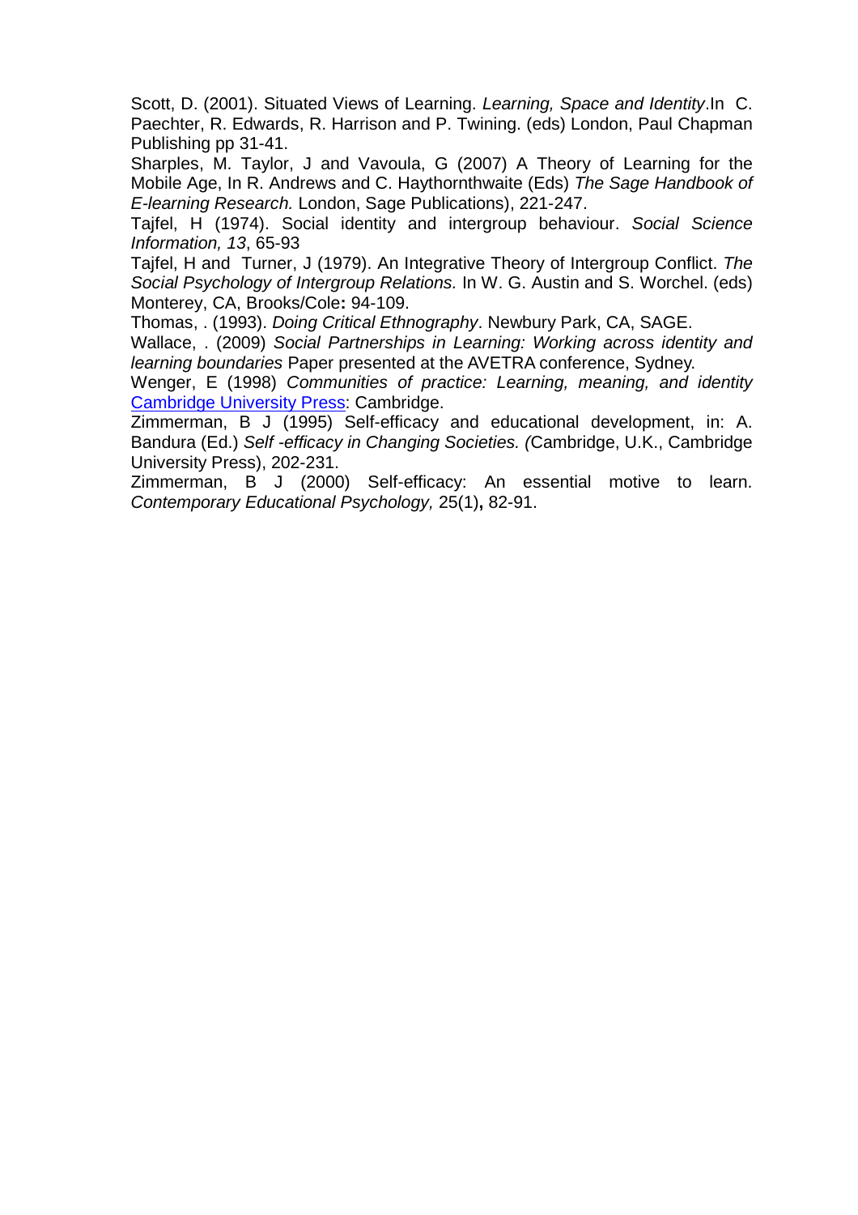Scott, D. (2001). Situated Views of Learning. *Learning, Space and Identity*.In C. Paechter, R. Edwards, R. Harrison and P. Twining. (eds) London, Paul Chapman Publishing pp 31-41.

Sharples, M. Taylor, J and Vavoula, G (2007) A Theory of Learning for the Mobile Age, In R. Andrews and C. Haythornthwaite (Eds) *The Sage Handbook of E-learning Research.* London, Sage Publications), 221-247.

Tajfel, H (1974). Social identity and intergroup behaviour. *Social Science Information, 13*, 65-93

Tajfel, H and Turner, J (1979). An Integrative Theory of Intergroup Conflict. *The Social Psychology of Intergroup Relations.* In W. G. Austin and S. Worchel. (eds) Monterey, CA, Brooks/Cole**:** 94-109.

Thomas, . (1993). *Doing Critical Ethnography*. Newbury Park, CA, SAGE.

Wallace, . (2009) *Social Partnerships in Learning: Working across identity and learning boundaries* Paper presented at the AVETRA conference, Sydney.

Wenger, E (1998) *Communities of practice: Learning, meaning, and identity* Cambridge University Press: Cambridge.

Zimmerman, B J (1995) Self-efficacy and educational development, in: A. Bandura (Ed.) *Self -efficacy in Changing Societies. (*Cambridge, U.K., Cambridge University Press), 202-231.

Zimmerman, B J (2000) Self-efficacy: An essential motive to learn. *Contemporary Educational Psychology,* 25(1)**,** 82-91.